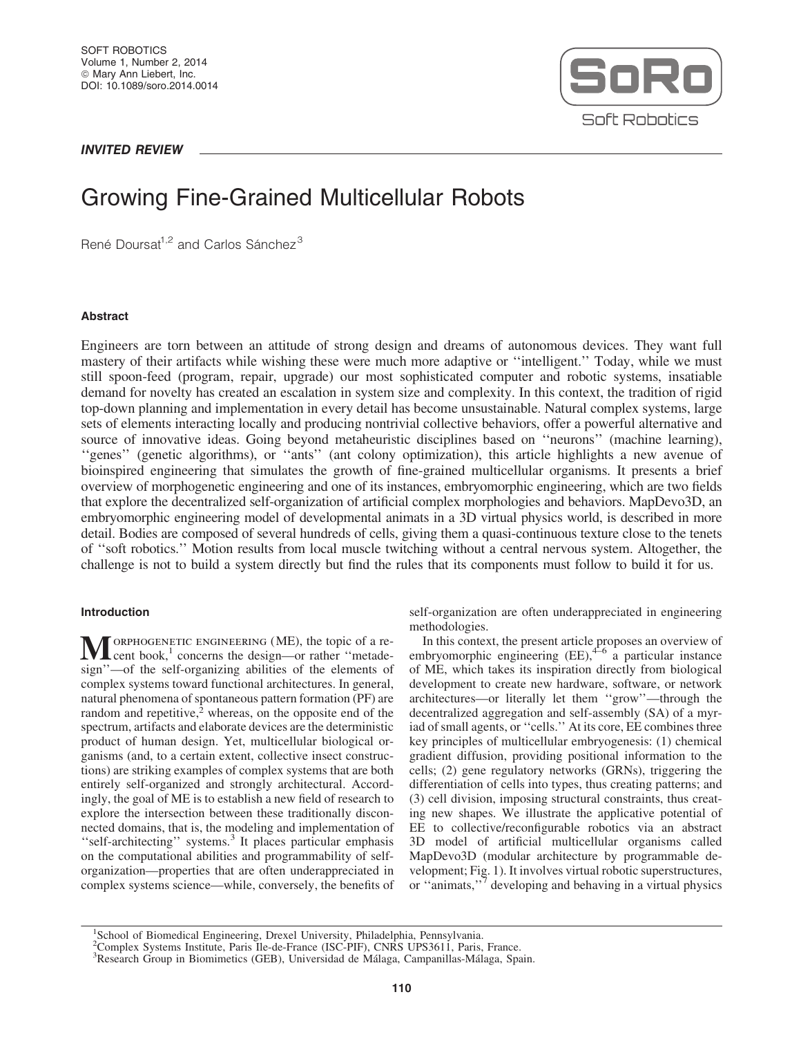*INVITED REVIEW*

# Growing Fine-Grained Multicellular Robots

René Doursat[1,2] and Carlos Sánchez[3]

## Abstract

Engineers are torn between an attitude of strong design and dreams of autonomous devices. They want full mastery of their artifacts while wishing these were much more adaptive or ''intelligent.'' Today, while we must still spoon-feed (program, repair, upgrade) our most sophisticated computer and robotic systems, insatiable demand for novelty has created an escalation in system size and complexity. In this context, the tradition of rigid top-down planning and implementation in every detail has become unsustainable. Natural complex systems, large sets of elements interacting locally and producing nontrivial collective behaviors, offer a powerful alternative and source of innovative ideas. Going beyond metaheuristic disciplines based on ''neurons'' (machine learning), ''genes'' (genetic algorithms), or ''ants'' (ant colony optimization), this article highlights a new avenue of bioinspired engineering that simulates the growth of fine-grained multicellular organisms. It presents a brief overview of morphogenetic engineering and one of its instances, embryomorphic engineering, which are two fields that explore the decentralized self-organization of artificial complex morphologies and behaviors. MapDevo3D, an embryomorphic engineering model of developmental animats in a 3D virtual physics world, is described in more detail. Bodies are composed of several hundreds of cells, giving them a quasi-continuous texture close to the tenets of ''soft robotics.'' Motion results from local muscle twitching without a central nervous system. Altogether, the challenge is not to build a system directly but find the rules that its components must follow to build it for us.

## Introduction

Morphogenetic engineering (ME), the topic of a recent book,[1] concerns the design—or rather ''metadesign''—of the self-organizing abilities of the elements of complex systems toward functional architectures. In general, natural phenomena of spontaneous pattern formation (PF) are random and repetitive,[2] whereas, on the opposite end of the spectrum, artifacts and elaborate devices are the deterministic product of human design. Yet, multicellular biological organisms (and, to a certain extent, collective insect constructions) are striking examples of complex systems that are both entirely self-organized and strongly architectural. Accordingly, the goal of ME is to establish a new field of research to explore the intersection between these traditionally disconnected domains, that is, the modeling and implementation of ''self-architecting'' systems.[3] It places particular emphasis on the computational abilities and programmability of self-organization—properties that are often underappreciated in complex systems science—while, conversely, the benefits of self-organization are often underappreciated in engineering methodologies.

In this context, the present article proposes an overview of embryomorphic engineering (EE),[4–6] a particular instance of ME, which takes its inspiration directly from biological development to create new hardware, software, or network architectures—or literally let them ''grow''—through the decentralized aggregation and self-assembly (SA) of a myriad of small agents, or ''cells.'' At its core, EE combines three key principles of multicellular embryogenesis: (1) chemical gradient diffusion, providing positional information to the cells; (2) gene regulatory networks (GRNs), triggering the differentiation of cells into types, thus creating patterns; and (3) cell division, imposing structural constraints, thus creating new shapes. We illustrate the applicative potential of EE to collective/reconfigurable robotics via an abstract 3D model of artificial multicellular organisms called MapDevo3D (modular architecture by programmable development; Fig. 1). It involves virtual robotic superstructures, or ''animats,''[7] developing and behaving in a virtual physics

[1]School of Biomedical Engineering, Drexel University, Philadelphia, Pennsylvania.
[2]Complex Systems Institute, Paris Ile-de-France (ISC-PIF), CNRS UPS3611, Paris, France.
[3]Research Group in Biomimetics (GEB), Universidad de Málaga, Campanillas-Málaga, Spain.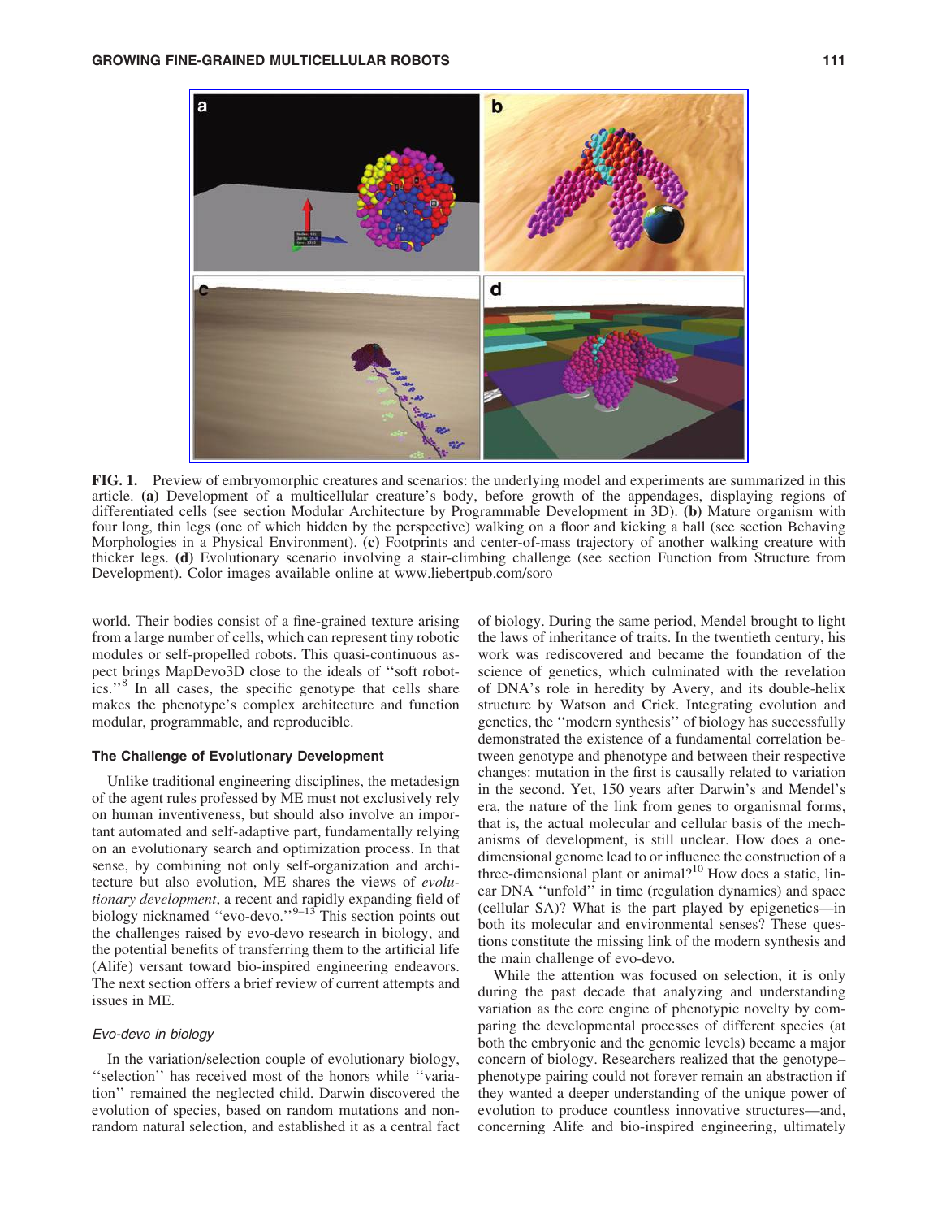FIG. 1. Preview of embryomorphic creatures and scenarios: the underlying model and experiments are summarized in this article. **(a)** Development of a multicellular creature's body, before growth of the appendages, displaying regions of differentiated cells (see section Modular Architecture by Programmable Development in 3D). **(b)** Mature organism with four long, thin legs (one of which hidden by the perspective) walking on a floor and kicking a ball (see section Behaving Morphologies in a Physical Environment). **(c)** Footprints and center-of-mass trajectory of another walking creature with thicker legs. **(d)** Evolutionary scenario involving a stair-climbing challenge (see section Function from Structure from Development). Color images available online at www.liebertpub.com/soro

world. Their bodies consist of a fine-grained texture arising from a large number of cells, which can represent tiny robotic modules or self-propelled robots. This quasi-continuous aspect brings MapDevo3D close to the ideals of ''soft robotics.''[8] In all cases, the specific genotype that cells share makes the phenotype's complex architecture and function modular, programmable, and reproducible.

### The Challenge of Evolutionary Development

Unlike traditional engineering disciplines, the metadesign of the agent rules professed by ME must not exclusively rely on human inventiveness, but should also involve an important automated and self-adaptive part, fundamentally relying on an evolutionary search and optimization process. In that sense, by combining not only self-organization and architecture but also evolution, ME shares the views of *evolutionary development*, a recent and rapidly expanding field of biology nicknamed ''evo-devo.''[9–13] This section points out the challenges raised by evo-devo research in biology, and the potential benefits of transferring them to the artificial life (Alife) versant toward bio-inspired engineering endeavors. The next section offers a brief review of current attempts and issues in ME.

#### *Evo-devo in biology*

In the variation/selection couple of evolutionary biology, ''selection'' has received most of the honors while ''variation'' remained the neglected child. Darwin discovered the evolution of species, based on random mutations and nonrandom natural selection, and established it as a central fact of biology. During the same period, Mendel brought to light the laws of inheritance of traits. In the twentieth century, his work was rediscovered and became the foundation of the science of genetics, which culminated with the revelation of DNA's role in heredity by Avery, and its double-helix structure by Watson and Crick. Integrating evolution and genetics, the ''modern synthesis'' of biology has successfully demonstrated the existence of a fundamental correlation between genotype and phenotype and between their respective changes: mutation in the first is causally related to variation in the second. Yet, 150 years after Darwin's and Mendel's era, the nature of the link from genes to organismal forms, that is, the actual molecular and cellular basis of the mechanisms of development, is still unclear. How does a one-dimensional genome lead to or influence the construction of a three-dimensional plant or animal?[10] How does a static, linear DNA ''unfold'' in time (regulation dynamics) and space (cellular SA)? What is the part played by epigenetics—in both its molecular and environmental senses? These questions constitute the missing link of the modern synthesis and the main challenge of evo-devo.

While the attention was focused on selection, it is only during the past decade that analyzing and understanding variation as the core engine of phenotypic novelty by comparing the developmental processes of different species (at both the embryonic and the genomic levels) became a major concern of biology. Researchers realized that the genotype–phenotype pairing could not forever remain an abstraction if they wanted a deeper understanding of the unique power of evolution to produce countless innovative structures—and, concerning Alife and bio-inspired engineering, ultimately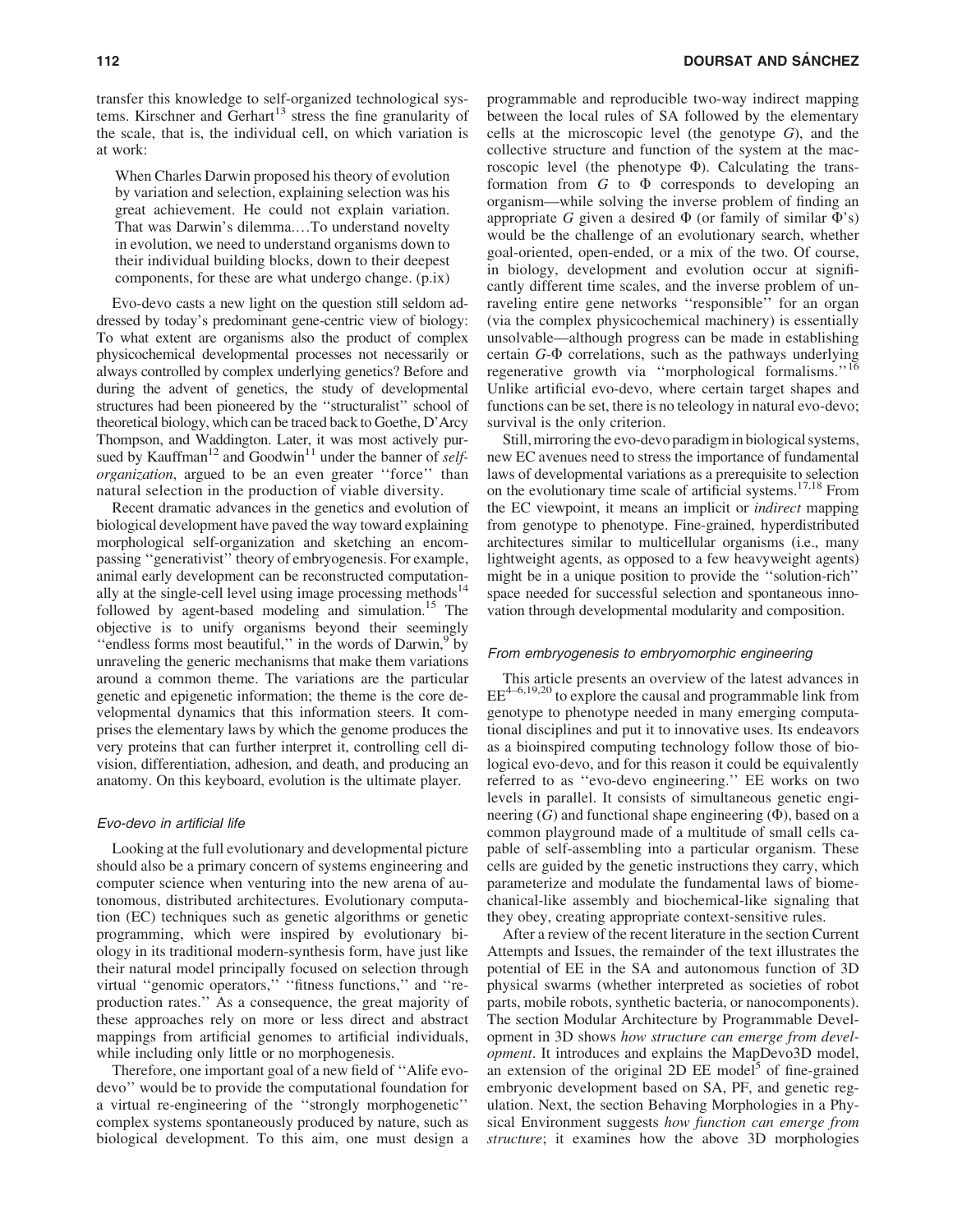transfer this knowledge to self-organized technological systems. Kirschner and Gerhart[13] stress the fine granularity of the scale, that is, the individual cell, on which variation is at work:

> When Charles Darwin proposed his theory of evolution by variation and selection, explaining selection was his great achievement. He could not explain variation. That was Darwin's dilemma.…To understand novelty in evolution, we need to understand organisms down to their individual building blocks, down to their deepest components, for these are what undergo change. (p.ix)

Evo-devo casts a new light on the question still seldom addressed by today's predominant gene-centric view of biology: To what extent are organisms also the product of complex physicochemical developmental processes not necessarily or always controlled by complex underlying genetics? Before and during the advent of genetics, the study of developmental structures had been pioneered by the ''structuralist'' school of theoretical biology, which can be traced back to Goethe, D'Arcy Thompson, and Waddington. Later, it was most actively pursued by Kauffman[12] and Goodwin[11] under the banner of *self-organization*, argued to be an even greater ''force'' than natural selection in the production of viable diversity.

Recent dramatic advances in the genetics and evolution of biological development have paved the way toward explaining morphological self-organization and sketching an encompassing ''generativist'' theory of embryogenesis. For example, animal early development can be reconstructed computationally at the single-cell level using image processing methods[14] followed by agent-based modeling and simulation.[15] The objective is to unify organisms beyond their seemingly ''endless forms most beautiful,'' in the words of Darwin,[9] by unraveling the generic mechanisms that make them variations around a common theme. The variations are the particular genetic and epigenetic information; the theme is the core developmental dynamics that this information steers. It comprises the elementary laws by which the genome produces the very proteins that can further interpret it, controlling cell division, differentiation, adhesion, and death, and producing an anatomy. On this keyboard, evolution is the ultimate player.

### *Evo-devo in artificial life*

Looking at the full evolutionary and developmental picture should also be a primary concern of systems engineering and computer science when venturing into the new arena of autonomous, distributed architectures. Evolutionary computation (EC) techniques such as genetic algorithms or genetic programming, which were inspired by evolutionary biology in its traditional modern-synthesis form, have just like their natural model principally focused on selection through virtual ''genomic operators,'' ''fitness functions,'' and ''reproduction rates.'' As a consequence, the great majority of these approaches rely on more or less direct and abstract mappings from artificial genomes to artificial individuals, while including only little or no morphogenesis.

Therefore, one important goal of a new field of ''Alife evo-devo'' would be to provide the computational foundation for a virtual re-engineering of the ''strongly morphogenetic'' complex systems spontaneously produced by nature, such as biological development. To this aim, one must design a programmable and reproducible two-way indirect mapping between the local rules of SA followed by the elementary cells at the microscopic level (the genotype $G$), and the collective structure and function of the system at the macroscopic level (the phenotype $\Phi$). Calculating the transformation from $G$ to $\Phi$ corresponds to developing an organism—while solving the inverse problem of finding an appropriate $G$ given a desired $\Phi$ (or family of similar $\Phi$'s) would be the challenge of an evolutionary search, whether goal-oriented, open-ended, or a mix of the two. Of course, in biology, development and evolution occur at significantly different time scales, and the inverse problem of unraveling entire gene networks ''responsible'' for an organ (via the complex physicochemical machinery) is essentially unsolvable—although progress can be made in establishing certain $G$-$\Phi$ correlations, such as the pathways underlying regenerative growth via ''morphological formalisms.''[16] Unlike artificial evo-devo, where certain target shapes and functions can be set, there is no teleology in natural evo-devo; survival is the only criterion.

Still, mirroring the evo-devo paradigm in biological systems, new EC avenues need to stress the importance of fundamental laws of developmental variations as a prerequisite to selection on the evolutionary time scale of artificial systems.[17,18] From the EC viewpoint, it means an implicit or *indirect* mapping from genotype to phenotype. Fine-grained, hyperdistributed architectures similar to multicellular organisms (i.e., many lightweight agents, as opposed to a few heavyweight agents) might be in a unique position to provide the ''solution-rich'' space needed for successful selection and spontaneous innovation through developmental modularity and composition.

### *From embryogenesis to embryomorphic engineering*

This article presents an overview of the latest advances in EE[4–6,19,20] to explore the causal and programmable link from genotype to phenotype needed in many emerging computational disciplines and put it to innovative uses. Its endeavors as a bioinspired computing technology follow those of biological evo-devo, and for this reason it could be equivalently referred to as ''evo-devo engineering.'' EE works on two levels in parallel. It consists of simultaneous genetic engineering ($G$) and functional shape engineering ($\Phi$), based on a common playground made of a multitude of small cells capable of self-assembling into a particular organism. These cells are guided by the genetic instructions they carry, which parameterize and modulate the fundamental laws of biomechanical-like assembly and biochemical-like signaling that they obey, creating appropriate context-sensitive rules.

After a review of the recent literature in the section Current Attempts and Issues, the remainder of the text illustrates the potential of EE in the SA and autonomous function of 3D physical swarms (whether interpreted as societies of robot parts, mobile robots, synthetic bacteria, or nanocomponents). The section Modular Architecture by Programmable Development in 3D shows *how structure can emerge from development*. It introduces and explains the MapDevo3D model, an extension of the original 2D EE model[5] of fine-grained embryonic development based on SA, PF, and genetic regulation. Next, the section Behaving Morphologies in a Physical Environment suggests *how function can emerge from structure*; it examines how the above 3D morphologies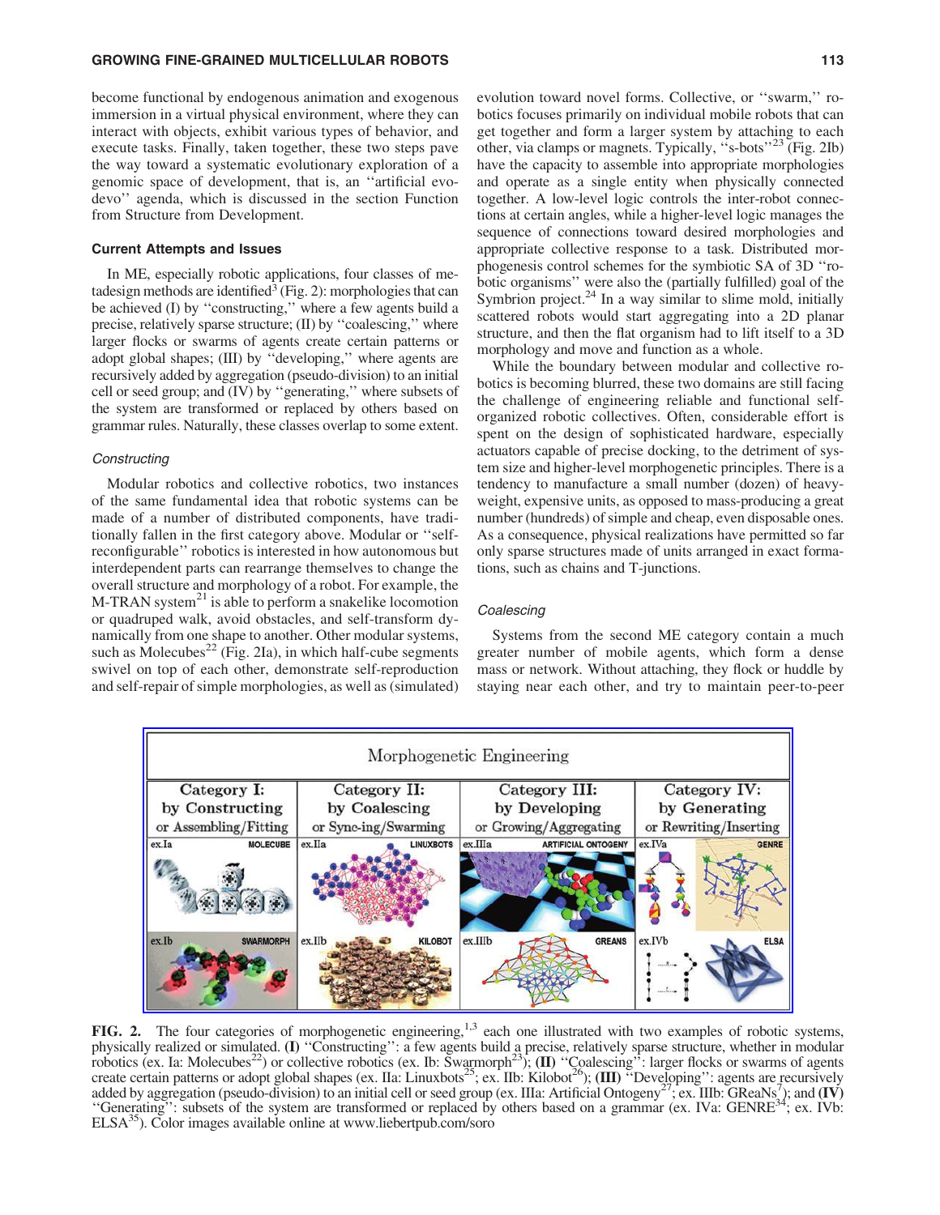become functional by endogenous animation and exogenous immersion in a virtual physical environment, where they can interact with objects, exhibit various types of behavior, and execute tasks. Finally, taken together, these two steps pave the way toward a systematic evolutionary exploration of a genomic space of development, that is, an ''artificial evo-devo'' agenda, which is discussed in the section Function from Structure from Development.

### Current Attempts and Issues

In ME, especially robotic applications, four classes of metadesign methods are identified[3] (Fig. 2): morphologies that can be achieved (I) by ''constructing,'' where a few agents build a precise, relatively sparse structure; (II) by ''coalescing,'' where larger flocks or swarms of agents create certain patterns or adopt global shapes; (III) by ''developing,'' where agents are recursively added by aggregation (pseudo-division) to an initial cell or seed group; and (IV) by ''generating,'' where subsets of the system are transformed or replaced by others based on grammar rules. Naturally, these classes overlap to some extent.

#### *Constructing*

Modular robotics and collective robotics, two instances of the same fundamental idea that robotic systems can be made of a number of distributed components, have traditionally fallen in the first category above. Modular or ''self-reconfigurable'' robotics is interested in how autonomous but interdependent parts can rearrange themselves to change the overall structure and morphology of a robot. For example, the M-TRAN system[21] is able to perform a snakelike locomotion or quadruped walk, avoid obstacles, and self-transform dynamically from one shape to another. Other modular systems, such as Molecubes[22] (Fig. 2Ia), in which half-cube segments swivel on top of each other, demonstrate self-reproduction and self-repair of simple morphologies, as well as (simulated) evolution toward novel forms. Collective, or ''swarm,'' robotics focuses primarily on individual mobile robots that can get together and form a larger system by attaching to each other, via clamps or magnets. Typically, ''s-bots''[23] (Fig. 2Ib) have the capacity to assemble into appropriate morphologies and operate as a single entity when physically connected together. A low-level logic controls the inter-robot connections at certain angles, while a higher-level logic manages the sequence of connections toward desired morphologies and appropriate collective response to a task. Distributed morphogenesis control schemes for the symbiotic SA of 3D ''robotic organisms'' were also the (partially fulfilled) goal of the Symbrion project.[24] In a way similar to slime mold, initially scattered robots would start aggregating into a 2D planar structure, and then the flat organism had to lift itself to a 3D morphology and move and function as a whole.

While the boundary between modular and collective robotics is becoming blurred, these two domains are still facing the challenge of engineering reliable and functional self-organized robotic collectives. Often, considerable effort is spent on the design of sophisticated hardware, especially actuators capable of precise docking, to the detriment of system size and higher-level morphogenetic principles. There is a tendency to manufacture a small number (dozen) of heavyweight, expensive units, as opposed to mass-producing a great number (hundreds) of simple and cheap, even disposable ones. As a consequence, physical realizations have permitted so far only sparse structures made of units arranged in exact formations, such as chains and T-junctions.

#### *Coalescing*

Systems from the second ME category contain a much greater number of mobile agents, which form a dense mass or network. Without attaching, they flock or huddle by staying near each other, and try to maintain peer-to-peer

**FIG. 2.** The four categories of morphogenetic engineering,[1,3] each one illustrated with two examples of robotic systems, physically realized or simulated. **(I)** ''Constructing'': a few agents build a precise, relatively sparse structure, whether in modular robotics (ex. Ia: Molecubes[22]) or collective robotics (ex. Ib: Swarmorph[23]); **(II)** ''Coalescing'': larger flocks or swarms of agents create certain patterns or adopt global shapes (ex. IIa: Linuxbots[25]; ex. IIb: Kilobot[26]); **(III)** ''Developing'': agents are recursively added by aggregation (pseudo-division) to an initial cell or seed group (ex. IIIa: Artificial Ontogeny[27]; ex. IIIb: GReaNs[7]); and **(IV)** ''Generating'': subsets of the system are transformed or replaced by others based on a grammar (ex. IVa: GENRE[34]; ex. IVb: ELSA[35]). Color images available online at www.liebertpub.com/soro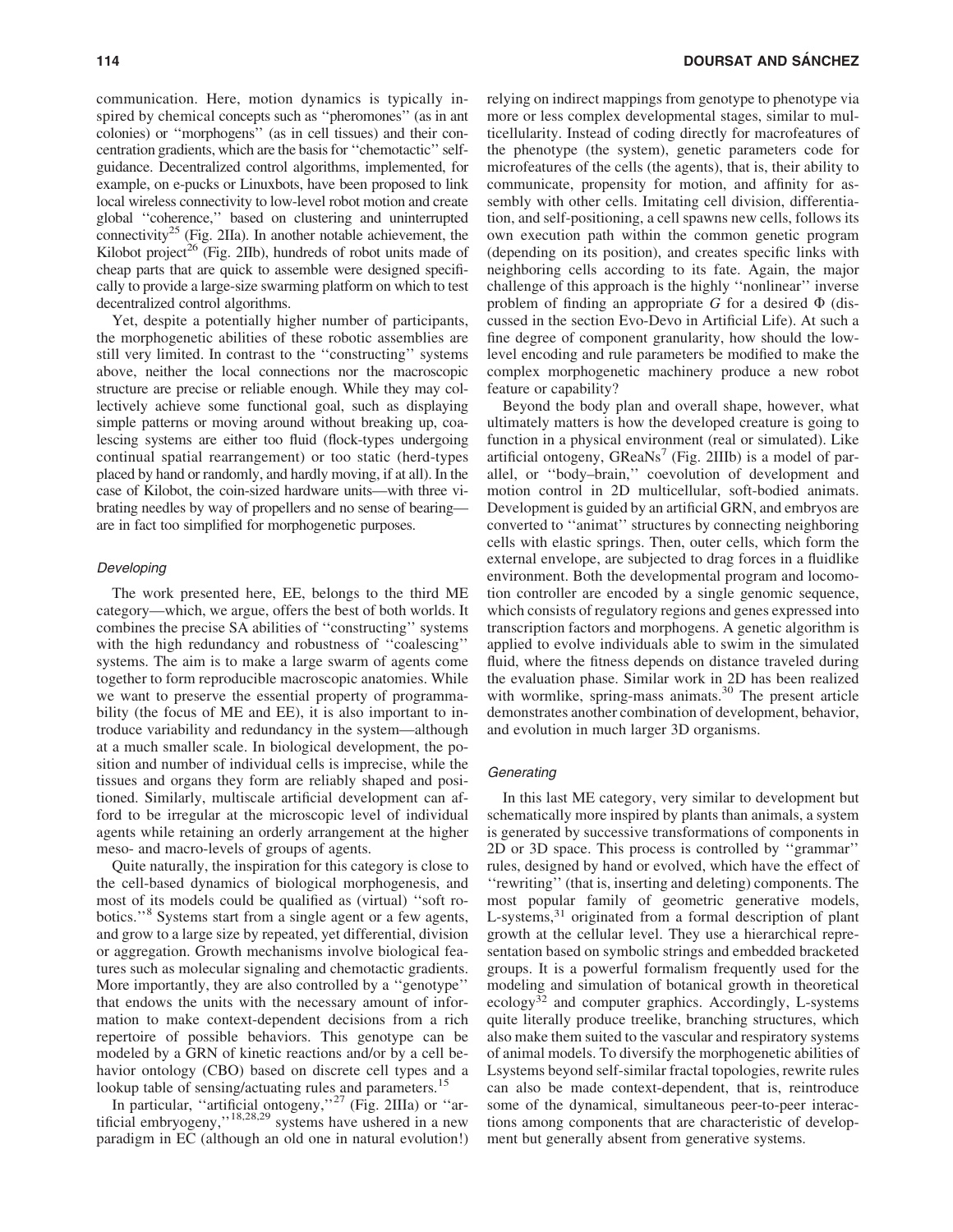communication. Here, motion dynamics is typically inspired by chemical concepts such as ''pheromones'' (as in ant colonies) or ''morphogens'' (as in cell tissues) and their concentration gradients, which are the basis for ''chemotactic'' self-guidance. Decentralized control algorithms, implemented, for example, on e-pucks or Linuxbots, have been proposed to link local wireless connectivity to low-level robot motion and create global ''coherence,'' based on clustering and uninterrupted connectivity[25] (Fig. 2IIa). In another notable achievement, the Kilobot project[26] (Fig. 2IIb), hundreds of robot units made of cheap parts that are quick to assemble were designed specifically to provide a large-size swarming platform on which to test decentralized control algorithms.

Yet, despite a potentially higher number of participants, the morphogenetic abilities of these robotic assemblies are still very limited. In contrast to the ''constructing'' systems above, neither the local connections nor the macroscopic structure are precise or reliable enough. While they may collectively achieve some functional goal, such as displaying simple patterns or moving around without breaking up, coalescing systems are either too fluid (flock-types undergoing continual spatial rearrangement) or too static (herd-types placed by hand or randomly, and hardly moving, if at all). In the case of Kilobot, the coin-sized hardware units—with three vibrating needles by way of propellers and no sense of bearing—are in fact too simplified for morphogenetic purposes.

### *Developing*

The work presented here, EE, belongs to the third ME category—which, we argue, offers the best of both worlds. It combines the precise SA abilities of ''constructing'' systems with the high redundancy and robustness of ''coalescing'' systems. The aim is to make a large swarm of agents come together to form reproducible macroscopic anatomies. While we want to preserve the essential property of programmability (the focus of ME and EE), it is also important to introduce variability and redundancy in the system—although at a much smaller scale. In biological development, the position and number of individual cells is imprecise, while the tissues and organs they form are reliably shaped and positioned. Similarly, multiscale artificial development can afford to be irregular at the microscopic level of individual agents while retaining an orderly arrangement at the higher meso- and macro-levels of groups of agents.

Quite naturally, the inspiration for this category is close to the cell-based dynamics of biological morphogenesis, and most of its models could be qualified as (virtual) ''soft robotics.''[8] Systems start from a single agent or a few agents, and grow to a large size by repeated, yet differential, division or aggregation. Growth mechanisms involve biological features such as molecular signaling and chemotactic gradients. More importantly, they are also controlled by a ''genotype'' that endows the units with the necessary amount of information to make context-dependent decisions from a rich repertoire of possible behaviors. This genotype can be modeled by a GRN of kinetic reactions and/or by a cell behavior ontology (CBO) based on discrete cell types and a lookup table of sensing/actuating rules and parameters.[15]

In particular, ''artificial ontogeny,''[27] (Fig. 2IIIa) or ''artificial embryogeny,''[18,28,29] systems have ushered in a new paradigm in EC (although an old one in natural evolution!) relying on indirect mappings from genotype to phenotype via more or less complex developmental stages, similar to multicellularity. Instead of coding directly for macrofeatures of the phenotype (the system), genetic parameters code for microfeatures of the cells (the agents), that is, their ability to communicate, propensity for motion, and affinity for assembly with other cells. Imitating cell division, differentiation, and self-positioning, a cell spawns new cells, follows its own execution path within the common genetic program (depending on its position), and creates specific links with neighboring cells according to its fate. Again, the major challenge of this approach is the highly ''nonlinear'' inverse problem of finding an appropriate $G$ for a desired $\Phi$ (discussed in the section Evo-Devo in Artificial Life). At such a fine degree of component granularity, how should the low-level encoding and rule parameters be modified to make the complex morphogenetic machinery produce a new robot feature or capability?

Beyond the body plan and overall shape, however, what ultimately matters is how the developed creature is going to function in a physical environment (real or simulated). Like artificial ontogeny, GReaNs[7] (Fig. 2IIIb) is a model of parallel, or ''body–brain,'' coevolution of development and motion control in 2D multicellular, soft-bodied animats. Development is guided by an artificial GRN, and embryos are converted to ''animat'' structures by connecting neighboring cells with elastic springs. Then, outer cells, which form the external envelope, are subjected to drag forces in a fluidlike environment. Both the developmental program and locomotion controller are encoded by a single genomic sequence, which consists of regulatory regions and genes expressed into transcription factors and morphogens. A genetic algorithm is applied to evolve individuals able to swim in the simulated fluid, where the fitness depends on distance traveled during the evaluation phase. Similar work in 2D has been realized with wormlike, spring-mass animats.[30] The present article demonstrates another combination of development, behavior, and evolution in much larger 3D organisms.

### *Generating*

In this last ME category, very similar to development but schematically more inspired by plants than animals, a system is generated by successive transformations of components in 2D or 3D space. This process is controlled by ''grammar'' rules, designed by hand or evolved, which have the effect of ''rewriting'' (that is, inserting and deleting) components. The most popular family of geometric generative models, L-systems,[31] originated from a formal description of plant growth at the cellular level. They use a hierarchical representation based on symbolic strings and embedded bracketed groups. It is a powerful formalism frequently used for the modeling and simulation of botanical growth in theoretical ecology[32] and computer graphics. Accordingly, L-systems quite literally produce treelike, branching structures, which also make them suited to the vascular and respiratory systems of animal models. To diversify the morphogenetic abilities of Lsystems beyond self-similar fractal topologies, rewrite rules can also be made context-dependent, that is, reintroduce some of the dynamical, simultaneous peer-to-peer interactions among components that are characteristic of development but generally absent from generative systems.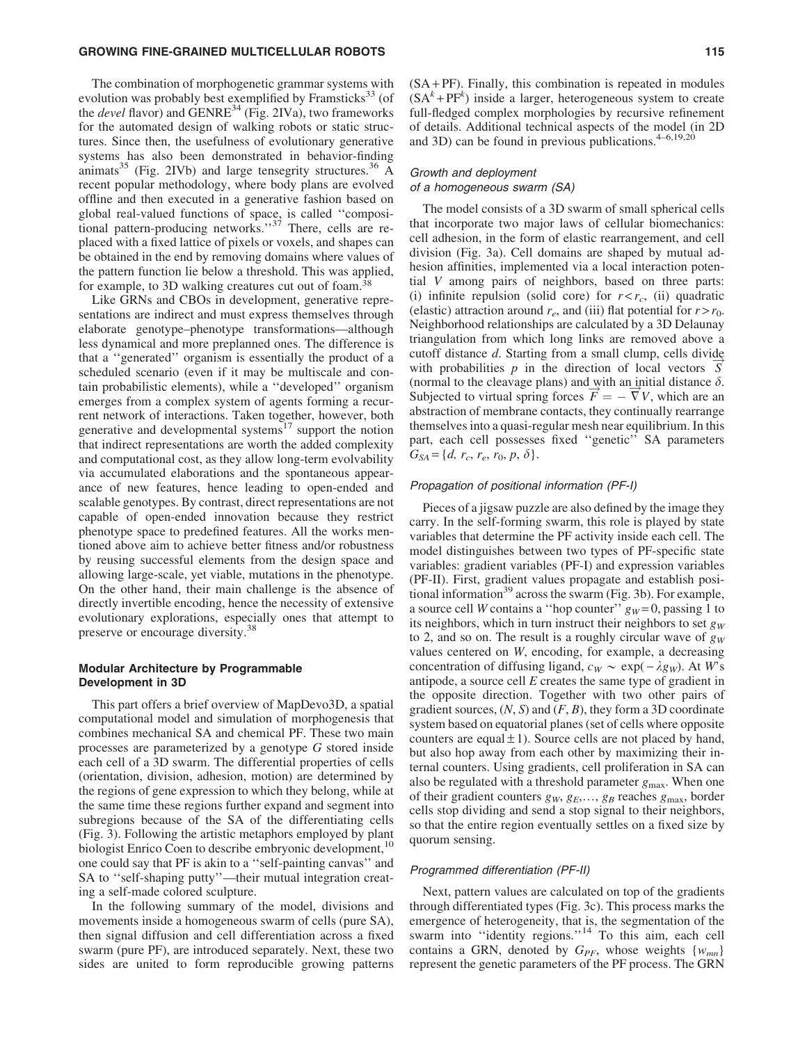The combination of morphogenetic grammar systems with evolution was probably best exemplified by Framsticks[33] (of the *devel* flavor) and GENRE[34] (Fig. 2IVa), two frameworks for the automated design of walking robots or static structures. Since then, the usefulness of evolutionary generative systems has also been demonstrated in behavior-finding animats[35] (Fig. 2IVb) and large tensegrity structures.[36] A recent popular methodology, where body plans are evolved offline and then executed in a generative fashion based on global real-valued functions of space, is called ''compositional pattern-producing networks.''[37] There, cells are replaced with a fixed lattice of pixels or voxels, and shapes can be obtained in the end by removing domains where values of the pattern function lie below a threshold. This was applied, for example, to 3D walking creatures cut out of foam.[38]

Like GRNs and CBOs in development, generative representations are indirect and must express themselves through elaborate genotype–phenotype transformations—although less dynamical and more preplanned ones. The difference is that a ''generated'' organism is essentially the product of a scheduled scenario (even if it may be multiscale and contain probabilistic elements), while a ''developed'' organism emerges from a complex system of agents forming a recurrent network of interactions. Taken together, however, both generative and developmental systems[17] support the notion that indirect representations are worth the added complexity and computational cost, as they allow long-term evolvability via accumulated elaborations and the spontaneous appearance of new features, hence leading to open-ended and scalable genotypes. By contrast, direct representations are not capable of open-ended innovation because they restrict phenotype space to predefined features. All the works mentioned above aim to achieve better fitness and/or robustness by reusing successful elements from the design space and allowing large-scale, yet viable, mutations in the phenotype. On the other hand, their main challenge is the absence of directly invertible encoding, hence the necessity of extensive evolutionary explorations, especially ones that attempt to preserve or encourage diversity.[38]

## Modular Architecture by Programmable Development in 3D

This part offers a brief overview of MapDevo3D, a spatial computational model and simulation of morphogenesis that combines mechanical SA and chemical PF. These two main processes are parameterized by a genotype $G$ stored inside each cell of a 3D swarm. The differential properties of cells (orientation, division, adhesion, motion) are determined by the regions of gene expression to which they belong, while at the same time these regions further expand and segment into subregions because of the SA of the differentiating cells (Fig. 3). Following the artistic metaphors employed by plant biologist Enrico Coen to describe embryonic development,[10] one could say that PF is akin to a ''self-painting canvas'' and SA to ''self-shaping putty''—their mutual integration creating a self-made colored sculpture.

In the following summary of the model, divisions and movements inside a homogeneous swarm of cells (pure SA), then signal diffusion and cell differentiation across a fixed swarm (pure PF), are introduced separately. Next, these two sides are united to form reproducible growing patterns (SA + PF). Finally, this combination is repeated in modules ($SA^k + PF^k$) inside a larger, heterogeneous system to create full-fledged complex morphologies by recursive refinement of details. Additional technical aspects of the model (in 2D and 3D) can be found in previous publications.[4–6,19,20]

### *Growth and deployment of a homogeneous swarm (SA)*

The model consists of a 3D swarm of small spherical cells that incorporate two major laws of cellular biomechanics: cell adhesion, in the form of elastic rearrangement, and cell division (Fig. 3a). Cell domains are shaped by mutual adhesion affinities, implemented via a local interaction potential $V$ among pairs of neighbors, based on three parts: (i) infinite repulsion (solid core) for $r < r_c$, (ii) quadratic (elastic) attraction around $r_e$, and (iii) flat potential for $r > r_0$. Neighborhood relationships are calculated by a 3D Delaunay triangulation from which long links are removed above a cutoff distance $d$. Starting from a small clump, cells divide with probabilities $p$ in the direction of local vectors $\vec{S}$ (normal to the cleavage plans) and with an initial distance $\delta$. Subjected to virtual spring forces $\vec{F} = -\vec{\nabla} V$, which are an abstraction of membrane contacts, they continually rearrange themselves into a quasi-regular mesh near equilibrium. In this part, each cell possesses fixed ''genetic'' SA parameters $G_{SA} = \{d, r_c, r_e, r_0, p, \delta\}$.

### *Propagation of positional information (PF-I)*

Pieces of a jigsaw puzzle are also defined by the image they carry. In the self-forming swarm, this role is played by state variables that determine the PF activity inside each cell. The model distinguishes between two types of PF-specific state variables: gradient variables (PF-I) and expression variables (PF-II). First, gradient values propagate and establish positional information[39] across the swarm (Fig. 3b). For example, a source cell $W$ contains a ''hop counter'' $g_W = 0$, passing 1 to its neighbors, which in turn instruct their neighbors to set $g_W$ to 2, and so on. The result is a roughly circular wave of $g_W$ values centered on $W$, encoding, for example, a decreasing concentration of diffusing ligand, $c_W \sim \exp(-\lambda g_W)$. At $W$'s antipode, a source cell $E$ creates the same type of gradient in the opposite direction. Together with two other pairs of gradient sources, $(N, S)$ and $(F, B)$, they form a 3D coordinate system based on equatorial planes (set of cells where opposite counters are equal $\pm 1$). Source cells are not placed by hand, but also hop away from each other by maximizing their internal counters. Using gradients, cell proliferation in SA can also be regulated with a threshold parameter $g_{max}$. When one of their gradient counters $g_W, g_E, \ldots, g_B$ reaches $g_{max}$, border cells stop dividing and send a stop signal to their neighbors, so that the entire region eventually settles on a fixed size by quorum sensing.

### *Programmed differentiation (PF-II)*

Next, pattern values are calculated on top of the gradients through differentiated types (Fig. 3c). This process marks the emergence of heterogeneity, that is, the segmentation of the swarm into ''identity regions.''[14] To this aim, each cell contains a GRN, denoted by $G_{PF}$, whose weights $\{w_{mn}\}$ represent the genetic parameters of the PF process. The GRN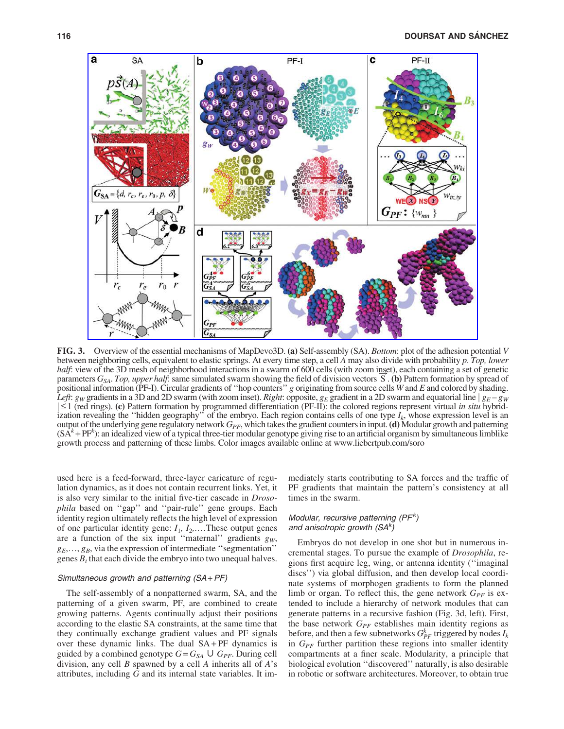**FIG. 3.** Overview of the essential mechanisms of MapDevo3D. **(a)** Self-assembly (SA). *Bottom*: plot of the adhesion potential $V$ between neighboring cells, equivalent to elastic springs. At every time step, a cell $A$ may also divide with probability $p$. *Top, lower half*: view of the 3D mesh of neighborhood interactions in a swarm of 600 cells (with zoom inset), each containing a set of genetic parameters $G_{SA}$. *Top, upper half*: same simulated swarm showing the field of division vectors $\vec{S}$. **(b)** Pattern formation by spread of positional information (PF-I). Circular gradients of ''hop counters'' $g$ originating from source cells $W$ and $E$ and colored by shading. *Left*: $g_W$ gradients in a 3D and 2D swarm (with zoom inset). *Right*: opposite, $g_E$ gradient in a 2D swarm and equatorial line $|g_E - g_W| \leq 1$ (red rings). **(c)** Pattern formation by programmed differentiation (PF-II): the colored regions represent virtual *in situ* hybridization revealing the ''hidden geography'' of the embryo. Each region contains cells of one type $I_k$, whose expression level is an output of the underlying gene regulatory network $G_{PF}$, which takes the gradient counters in input. **(d)** Modular growth and patterning ($SA^k + PF^k$): an idealized view of a typical three-tier modular genotype giving rise to an artificial organism by simultaneous limblike growth process and patterning of these limbs. Color images available online at www.liebertpub.com/soro

used here is a feed-forward, three-layer caricature of regulation dynamics, as it does not contain recurrent links. Yet, it is also very similar to the initial five-tier cascade in *Drosophila* based on ''gap'' and ''pair-rule'' gene groups. Each identity region ultimately reflects the high level of expression of one particular identity gene: $I_1$, $I_2$,…. These output genes are a function of the six input ''maternal'' gradients $g_W$, $g_E$,…, $g_B$, via the expression of intermediate ''segmentation'' genes $B_i$ that each divide the embryo into two unequal halves.

### Simultaneous growth and patterning (SA + PF)

The self-assembly of a nonpatterned swarm, SA, and the patterning of a given swarm, PF, are combined to create growing patterns. Agents continually adjust their positions according to the elastic SA constraints, at the same time that they continually exchange gradient values and PF signals over these dynamic links. The dual SA + PF dynamics is guided by a combined genotype $G = G_{SA} \cup G_{PF}$. During cell division, any cell $B$ spawned by a cell $A$ inherits all of $A$'s attributes, including $G$ and its internal state variables. It immediately starts contributing to SA forces and the traffic of PF gradients that maintain the pattern's consistency at all times in the swarm.

### Modular, recursive patterning ($PF^k$) and anisotropic growth ($SA^k$)

Embryos do not develop in one shot but in numerous incremental stages. To pursue the example of *Drosophila*, regions first acquire leg, wing, or antenna identity (''imaginal discs'') via global diffusion, and then develop local coordinate systems of morphogen gradients to form the planned limb or organ. To reflect this, the gene network $G_{PF}$ is extended to include a hierarchy of network modules that can generate patterns in a recursive fashion (Fig. 3d, left). First, the base network $G_{PF}$ establishes main identity regions as before, and then a few subnetworks $G^k_{PF}$ triggered by nodes $I_k$ in $G_{PF}$ further partition these regions into smaller identity compartments at a finer scale. Modularity, a principle that biological evolution ''discovered'' naturally, is also desirable in robotic or software architectures. Moreover, to obtain true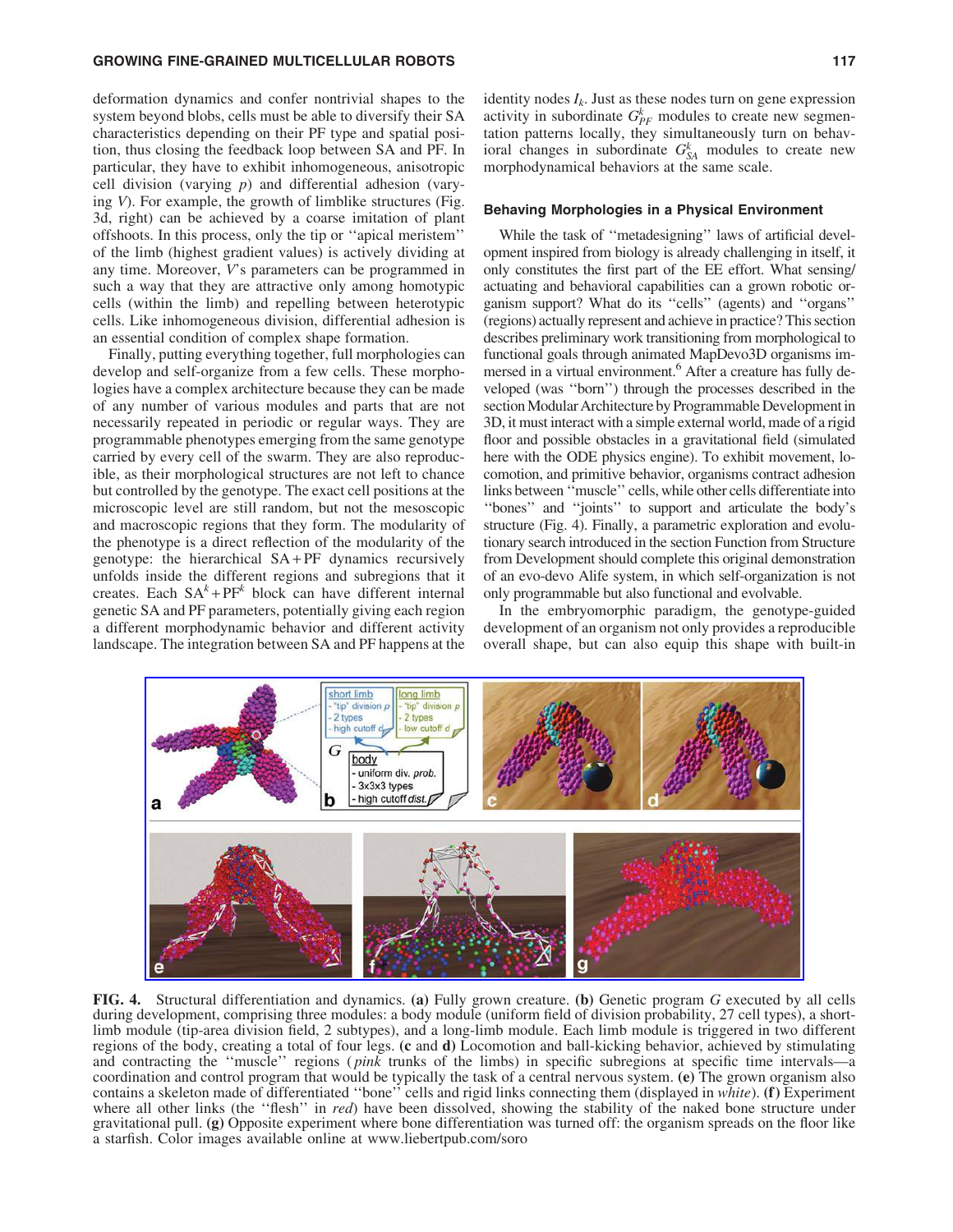deformation dynamics and confer nontrivial shapes to the system beyond blobs, cells must be able to diversify their SA characteristics depending on their PF type and spatial position, thus closing the feedback loop between SA and PF. In particular, they have to exhibit inhomogeneous, anisotropic cell division (varying $p$) and differential adhesion (varying $V$). For example, the growth of limblike structures (Fig. 3d, right) can be achieved by a coarse imitation of plant offshoots. In this process, only the tip or ''apical meristem'' of the limb (highest gradient values) is actively dividing at any time. Moreover, $V$'s parameters can be programmed in such a way that they are attractive only among homotypic cells (within the limb) and repelling between heterotypic cells. Like inhomogeneous division, differential adhesion is an essential condition of complex shape formation.

Finally, putting everything together, full morphologies can develop and self-organize from a few cells. These morphologies have a complex architecture because they can be made of any number of various modules and parts that are not necessarily repeated in periodic or regular ways. They are programmable phenotypes emerging from the same genotype carried by every cell of the swarm. They are also reproducible, as their morphological structures are not left to chance but controlled by the genotype. The exact cell positions at the microscopic level are still random, but not the mesoscopic and macroscopic regions that they form. The modularity of the phenotype is a direct reflection of the modularity of the genotype: the hierarchical SA + PF dynamics recursively unfolds inside the different regions and subregions that it creates. Each $SA^k + PF^k$ block can have different internal genetic SA and PF parameters, potentially giving each region a different morphodynamic behavior and different activity landscape. The integration between SA and PF happens at the identity nodes $I_k$. Just as these nodes turn on gene expression activity in subordinate $G^k_{PF}$ modules to create new segmentation patterns locally, they simultaneously turn on behavioral changes in subordinate $G^k_{SA}$ modules to create new morphodynamical behaviors at the same scale.

## Behaving Morphologies in a Physical Environment

While the task of ''metadesigning'' laws of artificial development inspired from biology is already challenging in itself, it only constitutes the first part of the EE effort. What sensing/actuating and behavioral capabilities can a grown robotic organism support? What do its ''cells'' (agents) and ''organs'' (regions) actually represent and achieve in practice? This section describes preliminary work transitioning from morphological to functional goals through animated MapDevo3D organisms immersed in a virtual environment.[6] After a creature has fully developed (was ''born'') through the processes described in the section Modular Architecture by Programmable Development in 3D, it must interact with a simple external world, made of a rigid floor and possible obstacles in a gravitational field (simulated here with the ODE physics engine). To exhibit movement, locomotion, and primitive behavior, organisms contract adhesion links between ''muscle'' cells, while other cells differentiate into ''bones'' and ''joints'' to support and articulate the body's structure (Fig. 4). Finally, a parametric exploration and evolutionary search introduced in the section Function from Structure from Development should complete this original demonstration of an evo-devo Alife system, in which self-organization is not only programmable but also functional and evolvable.

In the embryomorphic paradigm, the genotype-guided development of an organism not only provides a reproducible overall shape, but can also equip this shape with built-in

**FIG. 4.** Structural differentiation and dynamics. **(a)** Fully grown creature. **(b)** Genetic program $G$ executed by all cells during development, comprising three modules: a body module (uniform field of division probability, 27 cell types), a short-limb module (tip-area division field, 2 subtypes), and a long-limb module. Each limb module is triggered in two different regions of the body, creating a total of four legs. **(c** and **d)** Locomotion and ball-kicking behavior, achieved by stimulating and contracting the ''muscle'' regions (*pink* trunks of the limbs) in specific subregions at specific time intervals—a coordination and control program that would be typically the task of a central nervous system. **(e)** The grown organism also contains a skeleton made of differentiated ''bone'' cells and rigid links connecting them (displayed in *white*). **(f)** Experiment where all other links (the ''flesh'' in *red*) have been dissolved, showing the stability of the naked bone structure under gravitational pull. **(g)** Opposite experiment where bone differentiation was turned off: the organism spreads on the floor like a starfish. Color images available online at www.liebertpub.com/soro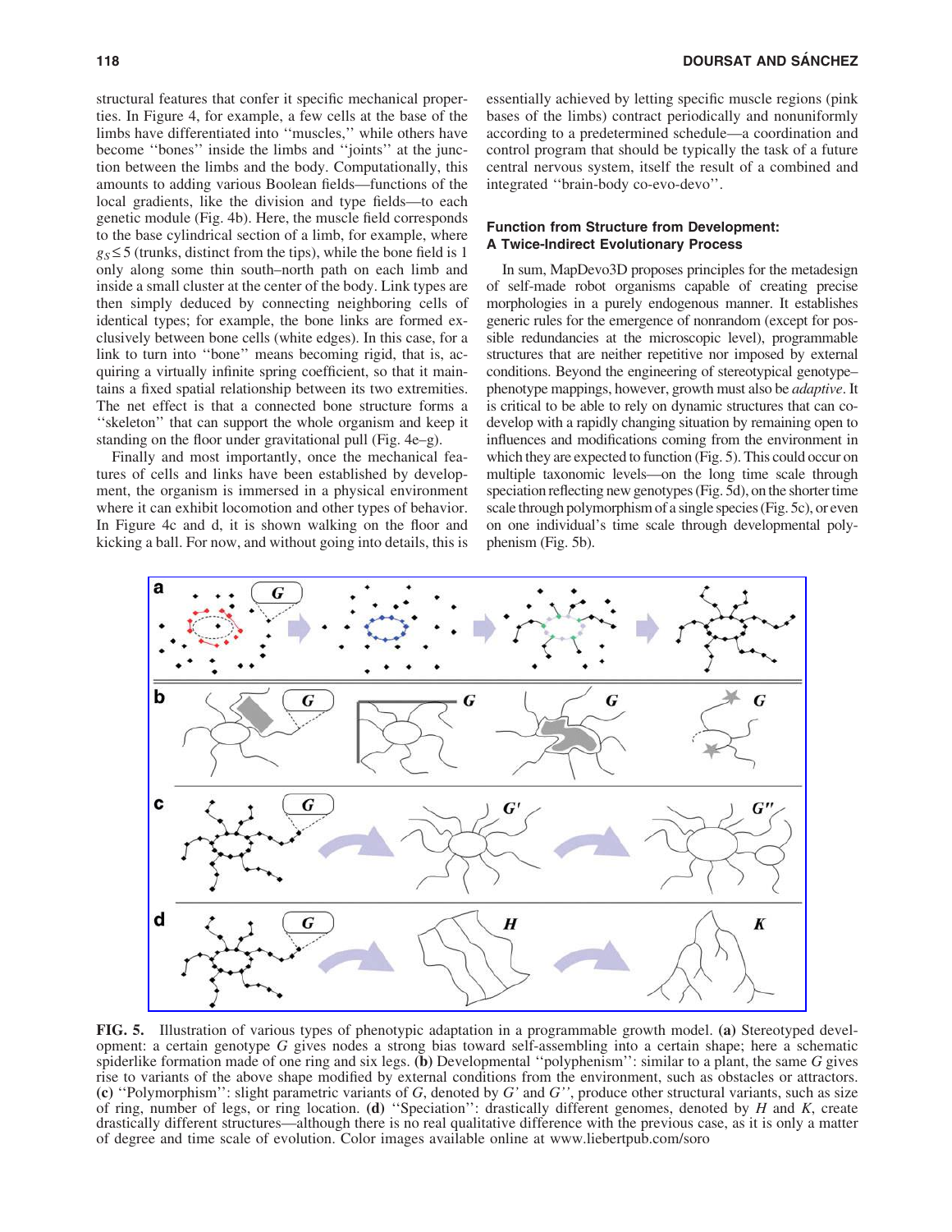structural features that confer it specific mechanical properties. In Figure 4, for example, a few cells at the base of the limbs have differentiated into ''muscles,'' while others have become ''bones'' inside the limbs and ''joints'' at the junction between the limbs and the body. Computationally, this amounts to adding various Boolean fields—functions of the local gradients, like the division and type fields—to each genetic module (Fig. 4b). Here, the muscle field corresponds to the base cylindrical section of a limb, for example, where $g_S \leq 5$ (trunks, distinct from the tips), while the bone field is 1 only along some thin south–north path on each limb and inside a small cluster at the center of the body. Link types are then simply deduced by connecting neighboring cells of identical types; for example, the bone links are formed exclusively between bone cells (white edges). In this case, for a link to turn into ''bone'' means becoming rigid, that is, acquiring a virtually infinite spring coefficient, so that it maintains a fixed spatial relationship between its two extremities. The net effect is that a connected bone structure forms a ''skeleton'' that can support the whole organism and keep it standing on the floor under gravitational pull (Fig. 4e–g).

Finally and most importantly, once the mechanical features of cells and links have been established by development, the organism is immersed in a physical environment where it can exhibit locomotion and other types of behavior. In Figure 4c and d, it is shown walking on the floor and kicking a ball. For now, and without going into details, this is essentially achieved by letting specific muscle regions (pink bases of the limbs) contract periodically and nonuniformly according to a predetermined schedule—a coordination and control program that should be typically the task of a future central nervous system, itself the result of a combined and integrated ''brain-body co-evo-devo''.

### Function from Structure from Development: A Twice-Indirect Evolutionary Process

In sum, MapDevo3D proposes principles for the metadesign of self-made robot organisms capable of creating precise morphologies in a purely endogenous manner. It establishes generic rules for the emergence of nonrandom (except for possible redundancies at the microscopic level), programmable structures that are neither repetitive nor imposed by external conditions. Beyond the engineering of stereotypical genotype–phenotype mappings, however, growth must also be *adaptive*. It is critical to be able to rely on dynamic structures that can co-develop with a rapidly changing situation by remaining open to influences and modifications coming from the environment in which they are expected to function (Fig. 5). This could occur on multiple taxonomic levels—on the long time scale through speciation reflecting new genotypes (Fig. 5d), on the shorter time scale through polymorphism of a single species (Fig. 5c), or even on one individual's time scale through developmental polyphenism (Fig. 5b).

**FIG. 5.** Illustration of various types of phenotypic adaptation in a programmable growth model. **(a)** Stereotyped development: a certain genotype *G* gives nodes a strong bias toward self-assembling into a certain shape; here a schematic spiderlike formation made of one ring and six legs. **(b)** Developmental ''polyphenism'': similar to a plant, the same *G* gives rise to variants of the above shape modified by external conditions from the environment, such as obstacles or attractors. **(c)** ''Polymorphism'': slight parametric variants of *G*, denoted by *G'* and *G''*, produce other structural variants, such as size of ring, number of legs, or ring location. **(d)** ''Speciation'': drastically different genomes, denoted by *H* and *K*, create drastically different structures—although there is no real qualitative difference with the previous case, as it is only a matter of degree and time scale of evolution. Color images available online at www.liebertpub.com/soro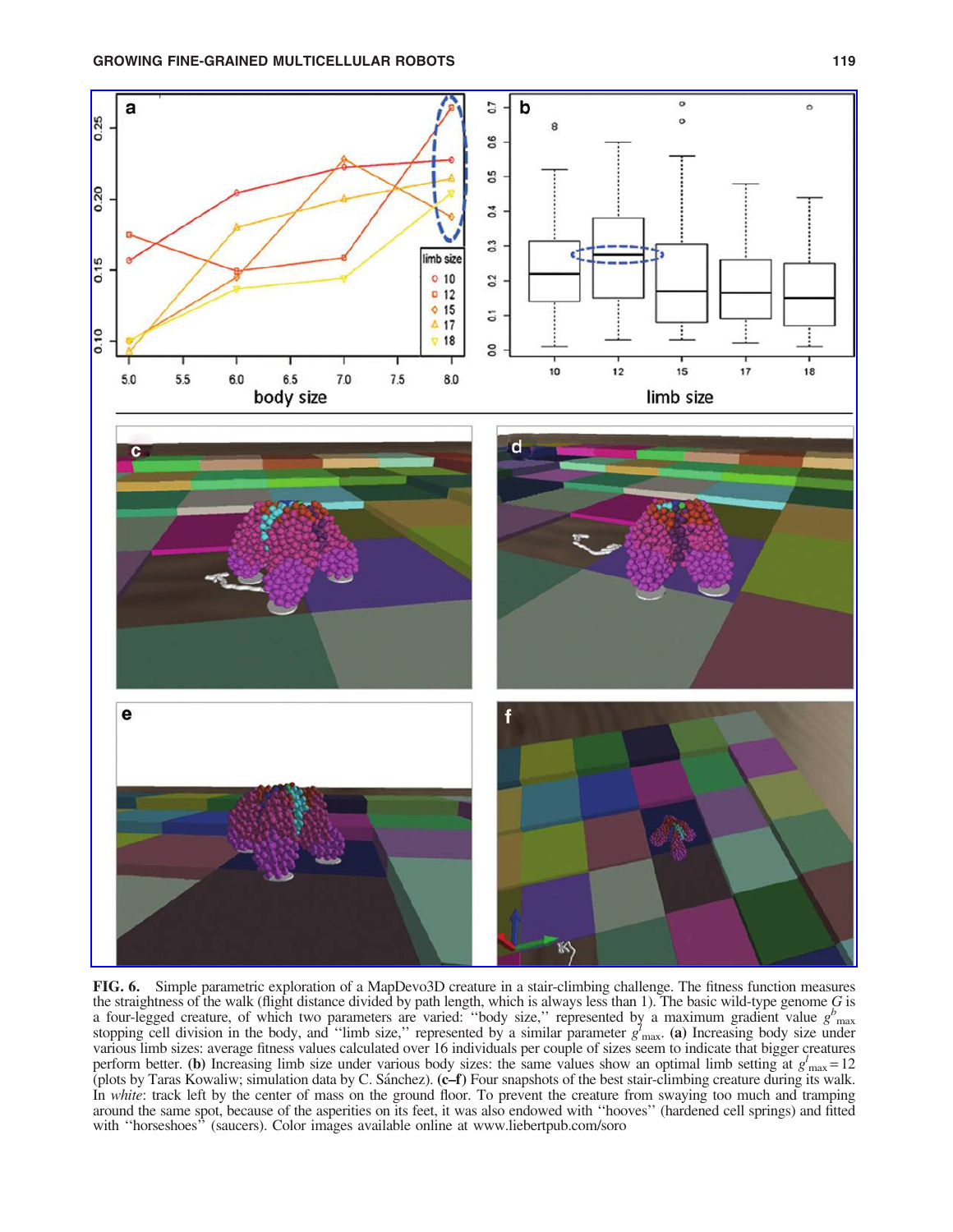**FIG. 6.** Simple parametric exploration of a MapDevo3D creature in a stair-climbing challenge. The fitness function measures the straightness of the walk (flight distance divided by path length, which is always less than 1). The basic wild-type genome $G$ is a four-legged creature, of which two parameters are varied: "body size," represented by a maximum gradient value $g^{b}_{\max}$ stopping cell division in the body, and "limb size," represented by a similar parameter $g^{l}_{\max}$. **(a)** Increasing body size under various limb sizes: average fitness values calculated over 16 individuals per couple of sizes seem to indicate that bigger creatures perform better. **(b)** Increasing limb size under various body sizes: the same values show an optimal limb setting at $g^{l}_{\max} = 12$ (plots by Taras Kowaliw; simulation data by C. Sánchez). **(c–f)** Four snapshots of the best stair-climbing creature during its walk. In *white*: track left by the center of mass on the ground floor. To prevent the creature from swaying too much and tramping around the same spot, because of the asperities on its feet, it was also endowed with "hooves" (hardened cell springs) and fitted with "horseshoes" (saucers). Color images available online at www.liebertpub.com/soro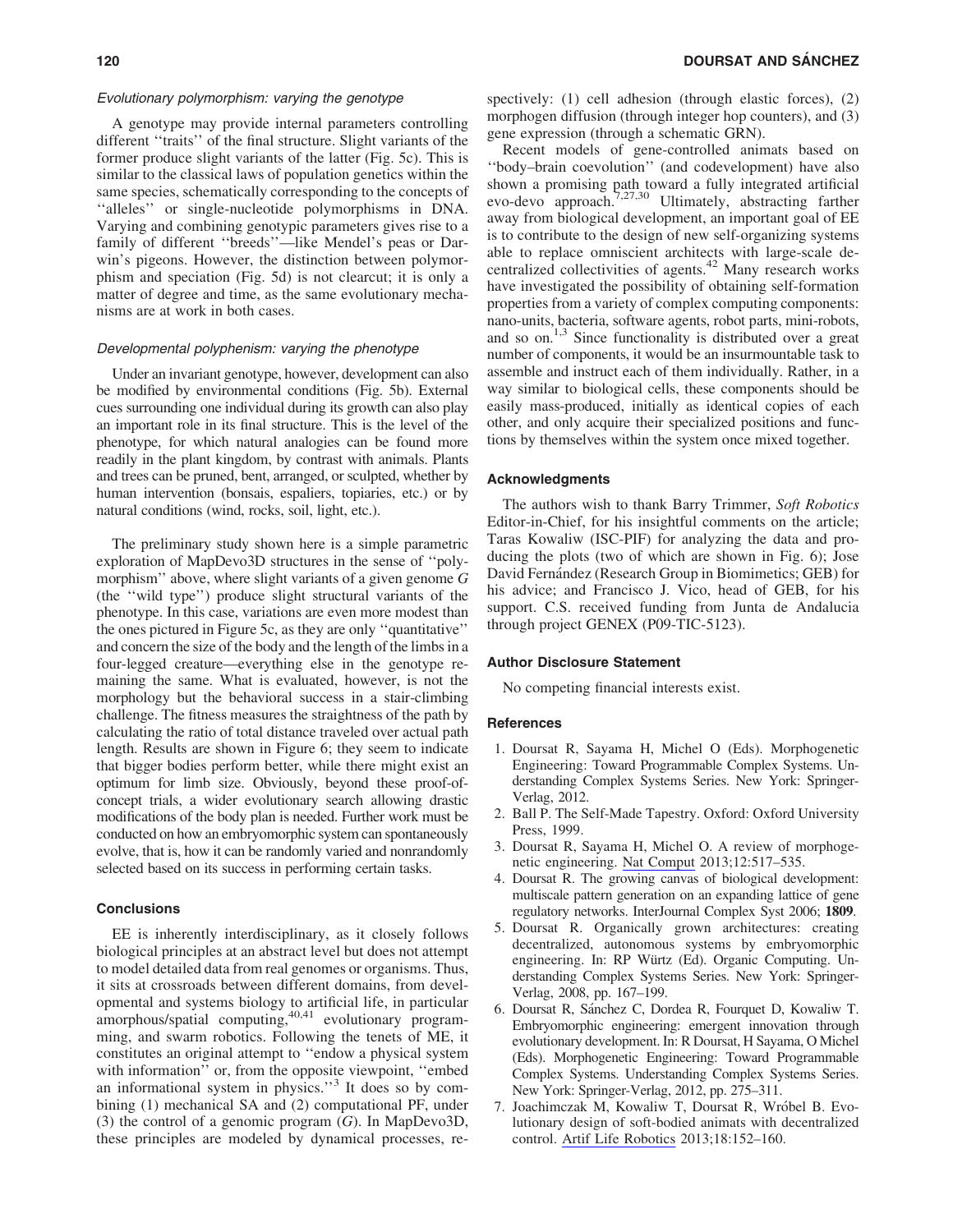### Evolutionary polymorphism: varying the genotype

A genotype may provide internal parameters controlling different ''traits'' of the final structure. Slight variants of the former produce slight variants of the latter (Fig. 5c). This is similar to the classical laws of population genetics within the same species, schematically corresponding to the concepts of ''alleles'' or single-nucleotide polymorphisms in DNA. Varying and combining genotypic parameters gives rise to a family of different ''breeds''—like Mendel's peas or Darwin's pigeons. However, the distinction between polymorphism and speciation (Fig. 5d) is not clearcut; it is only a matter of degree and time, as the same evolutionary mechanisms are at work in both cases.

### Developmental polyphenism: varying the phenotype

Under an invariant genotype, however, development can also be modified by environmental conditions (Fig. 5b). External cues surrounding one individual during its growth can also play an important role in its final structure. This is the level of the phenotype, for which natural analogies can be found more readily in the plant kingdom, by contrast with animals. Plants and trees can be pruned, bent, arranged, or sculpted, whether by human intervention (bonsais, espaliers, topiaries, etc.) or by natural conditions (wind, rocks, soil, light, etc.).

The preliminary study shown here is a simple parametric exploration of MapDevo3D structures in the sense of ''polymorphism'' above, where slight variants of a given genome *G* (the ''wild type'') produce slight structural variants of the phenotype. In this case, variations are even more modest than the ones pictured in Figure 5c, as they are only ''quantitative'' and concern the size of the body and the length of the limbs in a four-legged creature—everything else in the genotype remaining the same. What is evaluated, however, is not the morphology but the behavioral success in a stair-climbing challenge. The fitness measures the straightness of the path by calculating the ratio of total distance traveled over actual path length. Results are shown in Figure 6; they seem to indicate that bigger bodies perform better, while there might exist an optimum for limb size. Obviously, beyond these proof-of-concept trials, a wider evolutionary search allowing drastic modifications of the body plan is needed. Further work must be conducted on how an embryomorphic system can spontaneously evolve, that is, how it can be randomly varied and nonrandomly selected based on its success in performing certain tasks.

## Conclusions

EE is inherently interdisciplinary, as it closely follows biological principles at an abstract level but does not attempt to model detailed data from real genomes or organisms. Thus, it sits at crossroads between different domains, from developmental and systems biology to artificial life, in particular amorphous/spatial computing,[40,41] evolutionary programming, and swarm robotics. Following the tenets of ME, it constitutes an original attempt to ''endow a physical system with information'' or, from the opposite viewpoint, ''embed an informational system in physics.''[3] It does so by combining (1) mechanical SA and (2) computational PF, under (3) the control of a genomic program (*G*). In MapDevo3D, these principles are modeled by dynamical processes, respectively: (1) cell adhesion (through elastic forces), (2) morphogen diffusion (through integer hop counters), and (3) gene expression (through a schematic GRN).

Recent models of gene-controlled animats based on ''body–brain coevolution'' (and codevelopment) have also shown a promising path toward a fully integrated artificial evo-devo approach.[7,27,30] Ultimately, abstracting farther away from biological development, an important goal of EE is to contribute to the design of new self-organizing systems able to replace omniscient architects with large-scale decentralized collectivities of agents.[42] Many research works have investigated the possibility of obtaining self-formation properties from a variety of complex computing components: nano-units, bacteria, software agents, robot parts, mini-robots, and so on.[1,3] Since functionality is distributed over a great number of components, it would be an insurmountable task to assemble and instruct each of them individually. Rather, in a way similar to biological cells, these components should be easily mass-produced, initially as identical copies of each other, and only acquire their specialized positions and functions by themselves within the system once mixed together.

## Acknowledgments

The authors wish to thank Barry Trimmer, *Soft Robotics* Editor-in-Chief, for his insightful comments on the article; Taras Kowaliw (ISC-PIF) for analyzing the data and producing the plots (two of which are shown in Fig. 6); Jose David Fernández (Research Group in Biomimetics; GEB) for his advice; and Francisco J. Vico, head of GEB, for his support. C.S. received funding from Junta de Andalucia through project GENEX (P09-TIC-5123).

## Author Disclosure Statement

No competing financial interests exist.

## References

1. Doursat R, Sayama H, Michel O (Eds). Morphogenetic Engineering: Toward Programmable Complex Systems. Understanding Complex Systems Series. New York: Springer-Verlag, 2012.
2. Ball P. The Self-Made Tapestry. Oxford: Oxford University Press, 1999.
3. Doursat R, Sayama H, Michel O. A review of morphogenetic engineering. Nat Comput 2013;12:517–535.
4. Doursat R. The growing canvas of biological development: multiscale pattern generation on an expanding lattice of gene regulatory networks. InterJournal Complex Syst 2006; **1809**.
5. Doursat R. Organically grown architectures: creating decentralized, autonomous systems by embryomorphic engineering. In: RP Würtz (Ed). Organic Computing. Understanding Complex Systems Series. New York: Springer-Verlag, 2008, pp. 167–199.
6. Doursat R, Sánchez C, Dordea R, Fourquet D, Kowaliw T. Embryomorphic engineering: emergent innovation through evolutionary development. In: R Doursat, H Sayama, O Michel (Eds). Morphogenetic Engineering: Toward Programmable Complex Systems. Understanding Complex Systems Series. New York: Springer-Verlag, 2012, pp. 275–311.
7. Joachimczak M, Kowaliw T, Doursat R, Wróbel B. Evolutionary design of soft-bodied animats with decentralized control. Artif Life Robotics 2013;18:152–160.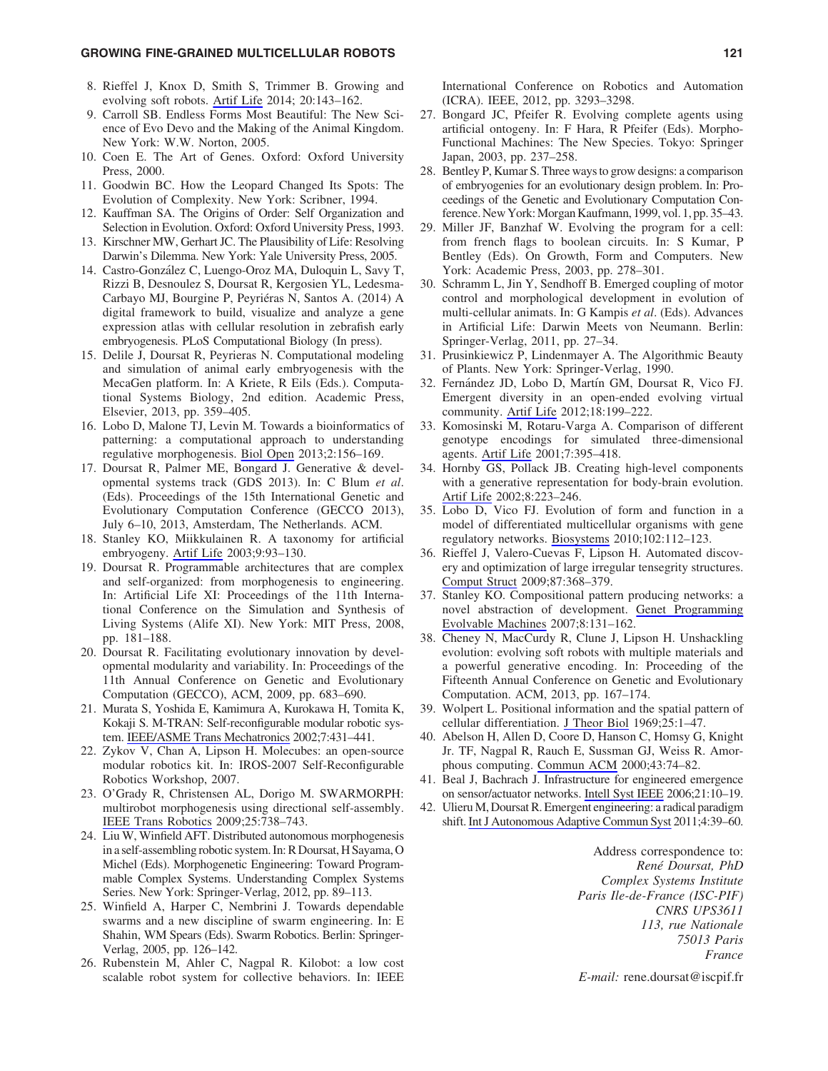8. Rieffel J, Knox D, Smith S, Trimmer B. Growing and evolving soft robots. Artif Life 2014; 20:143–162.
9. Carroll SB. Endless Forms Most Beautiful: The New Science of Evo Devo and the Making of the Animal Kingdom. New York: W.W. Norton, 2005.
10. Coen E. The Art of Genes. Oxford: Oxford University Press, 2000.
11. Goodwin BC. How the Leopard Changed Its Spots: The Evolution of Complexity. New York: Scribner, 1994.
12. Kauffman SA. The Origins of Order: Self Organization and Selection in Evolution. Oxford: Oxford University Press, 1993.
13. Kirschner MW, Gerhart JC. The Plausibility of Life: Resolving Darwin's Dilemma. New York: Yale University Press, 2005.
14. Castro-González C, Luengo-Oroz MA, Duloquin L, Savy T, Rizzi B, Desnoulez S, Doursat R, Kergosien YL, Ledesma-Carbayo MJ, Bourgine P, Peyriéras N, Santos A. (2014) A digital framework to build, visualize and analyze a gene expression atlas with cellular resolution in zebrafish early embryogenesis. PLoS Computational Biology (In press).
15. Delile J, Doursat R, Peyrieras N. Computational modeling and simulation of animal early embryogenesis with the MecaGen platform. In: A Kriete, R Eils (Eds.). Computational Systems Biology, 2nd edition. Academic Press, Elsevier, 2013, pp. 359–405.
16. Lobo D, Malone TJ, Levin M. Towards a bioinformatics of patterning: a computational approach to understanding regulative morphogenesis. Biol Open 2013;2:156–169.
17. Doursat R, Palmer ME, Bongard J. Generative & developmental systems track (GDS 2013). In: C Blum *et al*. (Eds). Proceedings of the 15th International Genetic and Evolutionary Computation Conference (GECCO 2013), July 6–10, 2013, Amsterdam, The Netherlands. ACM.
18. Stanley KO, Miikkulainen R. A taxonomy for artificial embryogeny. Artif Life 2003;9:93–130.
19. Doursat R. Programmable architectures that are complex and self-organized: from morphogenesis to engineering. In: Artificial Life XI: Proceedings of the 11th International Conference on the Simulation and Synthesis of Living Systems (Alife XI). New York: MIT Press, 2008, pp. 181–188.
20. Doursat R. Facilitating evolutionary innovation by developmental modularity and variability. In: Proceedings of the 11th Annual Conference on Genetic and Evolutionary Computation (GECCO), ACM, 2009, pp. 683–690.
21. Murata S, Yoshida E, Kamimura A, Kurokawa H, Tomita K, Kokaji S. M-TRAN: Self-reconfigurable modular robotic system. IEEE/ASME Trans Mechatronics 2002;7:431–441.
22. Zykov V, Chan A, Lipson H. Molecubes: an open-source modular robotics kit. In: IROS-2007 Self-Reconfigurable Robotics Workshop, 2007.
23. O'Grady R, Christensen AL, Dorigo M. SWARMORPH: multirobot morphogenesis using directional self-assembly. IEEE Trans Robotics 2009;25:738–743.
24. Liu W, Winfield AFT. Distributed autonomous morphogenesis in a self-assembling robotic system. In: R Doursat, H Sayama, O Michel (Eds). Morphogenetic Engineering: Toward Programmable Complex Systems. Understanding Complex Systems Series. New York: Springer-Verlag, 2012, pp. 89–113.
25. Winfield A, Harper C, Nembrini J. Towards dependable swarms and a new discipline of swarm engineering. In: E Shahin, WM Spears (Eds). Swarm Robotics. Berlin: Springer-Verlag, 2005, pp. 126–142.
26. Rubenstein M, Ahler C, Nagpal R. Kilobot: a low cost scalable robot system for collective behaviors. In: IEEE International Conference on Robotics and Automation (ICRA). IEEE, 2012, pp. 3293–3298.
27. Bongard JC, Pfeifer R. Evolving complete agents using artificial ontogeny. In: F Hara, R Pfeifer (Eds). Morpho-Functional Machines: The New Species. Tokyo: Springer Japan, 2003, pp. 237–258.
28. Bentley P, Kumar S. Three ways to grow designs: a comparison of embryogenies for an evolutionary design problem. In: Proceedings of the Genetic and Evolutionary Computation Conference. New York: Morgan Kaufmann, 1999, vol. 1, pp. 35–43.
29. Miller JF, Banzhaf W. Evolving the program for a cell: from french flags to boolean circuits. In: S Kumar, P Bentley (Eds). On Growth, Form and Computers. New York: Academic Press, 2003, pp. 278–301.
30. Schramm L, Jin Y, Sendhoff B. Emerged coupling of motor control and morphological development in evolution of multi-cellular animats. In: G Kampis *et al*. (Eds). Advances in Artificial Life: Darwin Meets von Neumann. Berlin: Springer-Verlag, 2011, pp. 27–34.
31. Prusinkiewicz P, Lindenmayer A. The Algorithmic Beauty of Plants. New York: Springer-Verlag, 1990.
32. Fernández JD, Lobo D, Martín GM, Doursat R, Vico FJ. Emergent diversity in an open-ended evolving virtual community. Artif Life 2012;18:199–222.
33. Komosinski M, Rotaru-Varga A. Comparison of different genotype encodings for simulated three-dimensional agents. Artif Life 2001;7:395–418.
34. Hornby GS, Pollack JB. Creating high-level components with a generative representation for body-brain evolution. Artif Life 2002;8:223–246.
35. Lobo D, Vico FJ. Evolution of form and function in a model of differentiated multicellular organisms with gene regulatory networks. Biosystems 2010;102:112–123.
36. Rieffel J, Valero-Cuevas F, Lipson H. Automated discovery and optimization of large irregular tensegrity structures. Comput Struct 2009;87:368–379.
37. Stanley KO. Compositional pattern producing networks: a novel abstraction of development. Genet Programming Evolvable Machines 2007;8:131–162.
38. Cheney N, MacCurdy R, Clune J, Lipson H. Unshackling evolution: evolving soft robots with multiple materials and a powerful generative encoding. In: Proceeding of the Fifteenth Annual Conference on Genetic and Evolutionary Computation. ACM, 2013, pp. 167–174.
39. Wolpert L. Positional information and the spatial pattern of cellular differentiation. J Theor Biol 1969;25:1–47.
40. Abelson H, Allen D, Coore D, Hanson C, Homsy G, Knight Jr. TF, Nagpal R, Rauch E, Sussman GJ, Weiss R. Amorphous computing. Commun ACM 2000;43:74–82.
41. Beal J, Bachrach J. Infrastructure for engineered emergence on sensor/actuator networks. Intell Syst IEEE 2006;21:10–19.
42. Ulieru M, Doursat R. Emergent engineering: a radical paradigm shift. Int J Autonomous Adaptive Commun Syst 2011;4:39–60.

Address correspondence to:
*René Doursat, PhD*
*Complex Systems Institute*
*Paris Ile-de-France (ISC-PIF)*
*CNRS UPS3611*
*113, rue Nationale*
*75013 Paris*
*France*

*E-mail:* rene.doursat@iscpif.fr